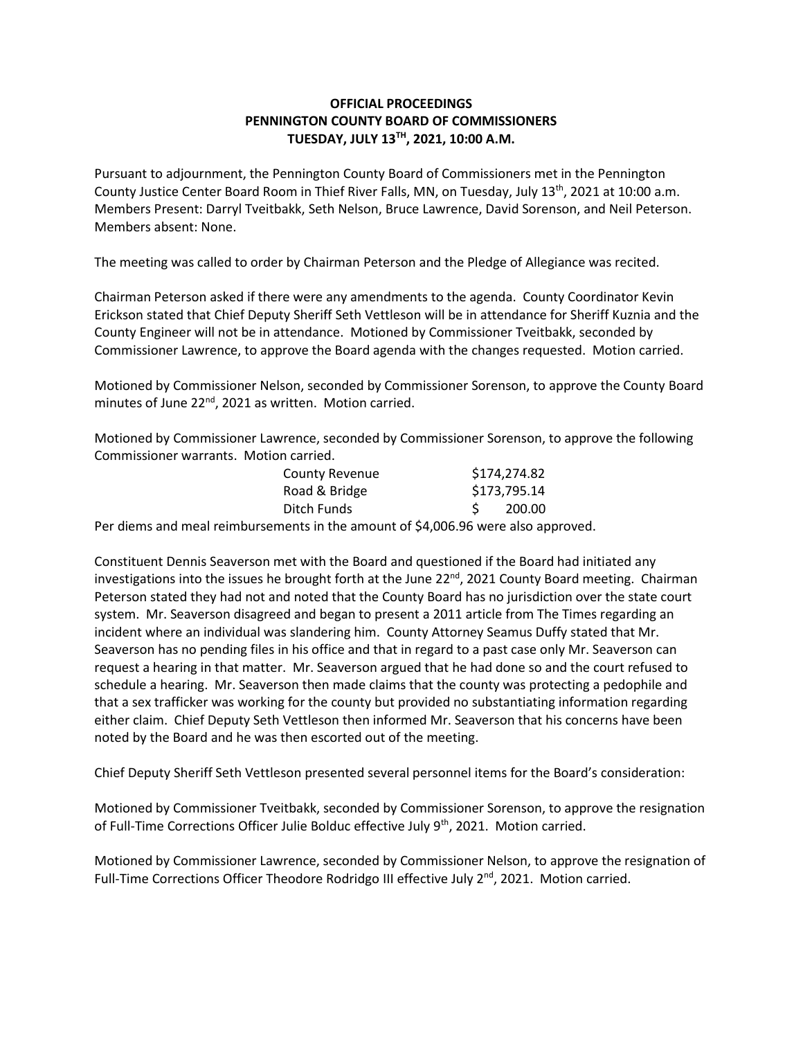**OFFICIAL PROCEEDINGS**
**PENNINGTON COUNTY BOARD OF COMMISSIONERS**
**TUESDAY, JULY 13TH, 2021, 10:00 A.M.**

Pursuant to adjournment, the Pennington County Board of Commissioners met in the Pennington County Justice Center Board Room in Thief River Falls, MN, on Tuesday, July 13th, 2021 at 10:00 a.m. Members Present: Darryl Tveitbakk, Seth Nelson, Bruce Lawrence, David Sorenson, and Neil Peterson. Members absent: None.

The meeting was called to order by Chairman Peterson and the Pledge of Allegiance was recited.

Chairman Peterson asked if there were any amendments to the agenda. County Coordinator Kevin Erickson stated that Chief Deputy Sheriff Seth Vettleson will be in attendance for Sheriff Kuznia and the County Engineer will not be in attendance. Motioned by Commissioner Tveitbakk, seconded by Commissioner Lawrence, to approve the Board agenda with the changes requested. Motion carried.

Motioned by Commissioner Nelson, seconded by Commissioner Sorenson, to approve the County Board minutes of June 22nd, 2021 as written. Motion carried.

Motioned by Commissioner Lawrence, seconded by Commissioner Sorenson, to approve the following Commissioner warrants. Motion carried.

| | |
|---|---|
| County Revenue | $174,274.82 |
| Road & Bridge | $173,795.14 |
| Ditch Funds | $ 200.00 |

Per diems and meal reimbursements in the amount of $4,006.96 were also approved.

Constituent Dennis Seaverson met with the Board and questioned if the Board had initiated any investigations into the issues he brought forth at the June 22nd, 2021 County Board meeting. Chairman Peterson stated they had not and noted that the County Board has no jurisdiction over the state court system. Mr. Seaverson disagreed and began to present a 2011 article from The Times regarding an incident where an individual was slandering him. County Attorney Seamus Duffy stated that Mr. Seaverson has no pending files in his office and that in regard to a past case only Mr. Seaverson can request a hearing in that matter. Mr. Seaverson argued that he had done so and the court refused to schedule a hearing. Mr. Seaverson then made claims that the county was protecting a pedophile and that a sex trafficker was working for the county but provided no substantiating information regarding either claim. Chief Deputy Seth Vettleson then informed Mr. Seaverson that his concerns have been noted by the Board and he was then escorted out of the meeting.

Chief Deputy Sheriff Seth Vettleson presented several personnel items for the Board's consideration:

Motioned by Commissioner Tveitbakk, seconded by Commissioner Sorenson, to approve the resignation of Full-Time Corrections Officer Julie Bolduc effective July 9th, 2021. Motion carried.

Motioned by Commissioner Lawrence, seconded by Commissioner Nelson, to approve the resignation of Full-Time Corrections Officer Theodore Rodridgo III effective July 2nd, 2021. Motion carried.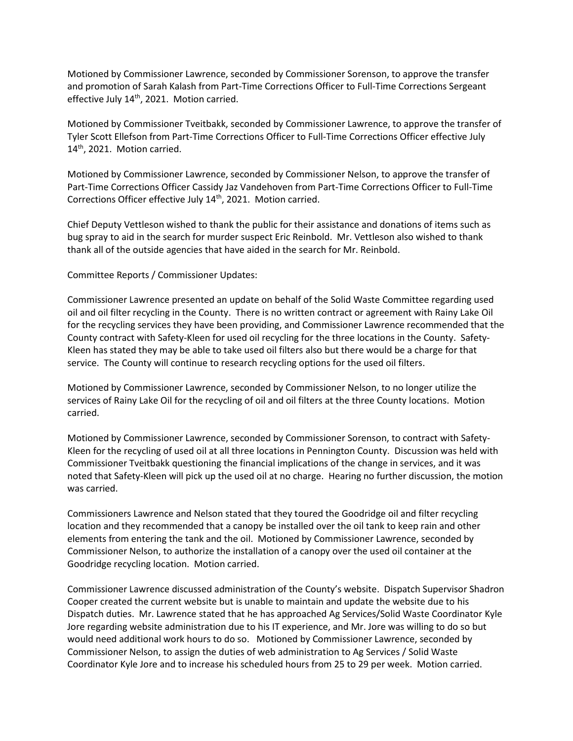Motioned by Commissioner Lawrence, seconded by Commissioner Sorenson, to approve the transfer and promotion of Sarah Kalash from Part-Time Corrections Officer to Full-Time Corrections Sergeant effective July 14th, 2021. Motion carried.

Motioned by Commissioner Tveitbakk, seconded by Commissioner Lawrence, to approve the transfer of Tyler Scott Ellefson from Part-Time Corrections Officer to Full-Time Corrections Officer effective July 14th, 2021. Motion carried.

Motioned by Commissioner Lawrence, seconded by Commissioner Nelson, to approve the transfer of Part-Time Corrections Officer Cassidy Jaz Vandehoven from Part-Time Corrections Officer to Full-Time Corrections Officer effective July 14th, 2021. Motion carried.

Chief Deputy Vettleson wished to thank the public for their assistance and donations of items such as bug spray to aid in the search for murder suspect Eric Reinbold. Mr. Vettleson also wished to thank thank all of the outside agencies that have aided in the search for Mr. Reinbold.

Committee Reports / Commissioner Updates:

Commissioner Lawrence presented an update on behalf of the Solid Waste Committee regarding used oil and oil filter recycling in the County. There is no written contract or agreement with Rainy Lake Oil for the recycling services they have been providing, and Commissioner Lawrence recommended that the County contract with Safety-Kleen for used oil recycling for the three locations in the County. Safety-Kleen has stated they may be able to take used oil filters also but there would be a charge for that service. The County will continue to research recycling options for the used oil filters.

Motioned by Commissioner Lawrence, seconded by Commissioner Nelson, to no longer utilize the services of Rainy Lake Oil for the recycling of oil and oil filters at the three County locations. Motion carried.

Motioned by Commissioner Lawrence, seconded by Commissioner Sorenson, to contract with Safety-Kleen for the recycling of used oil at all three locations in Pennington County. Discussion was held with Commissioner Tveitbakk questioning the financial implications of the change in services, and it was noted that Safety-Kleen will pick up the used oil at no charge. Hearing no further discussion, the motion was carried.

Commissioners Lawrence and Nelson stated that they toured the Goodridge oil and filter recycling location and they recommended that a canopy be installed over the oil tank to keep rain and other elements from entering the tank and the oil. Motioned by Commissioner Lawrence, seconded by Commissioner Nelson, to authorize the installation of a canopy over the used oil container at the Goodridge recycling location. Motion carried.

Commissioner Lawrence discussed administration of the County's website. Dispatch Supervisor Shadron Cooper created the current website but is unable to maintain and update the website due to his Dispatch duties. Mr. Lawrence stated that he has approached Ag Services/Solid Waste Coordinator Kyle Jore regarding website administration due to his IT experience, and Mr. Jore was willing to do so but would need additional work hours to do so. Motioned by Commissioner Lawrence, seconded by Commissioner Nelson, to assign the duties of web administration to Ag Services / Solid Waste Coordinator Kyle Jore and to increase his scheduled hours from 25 to 29 per week. Motion carried.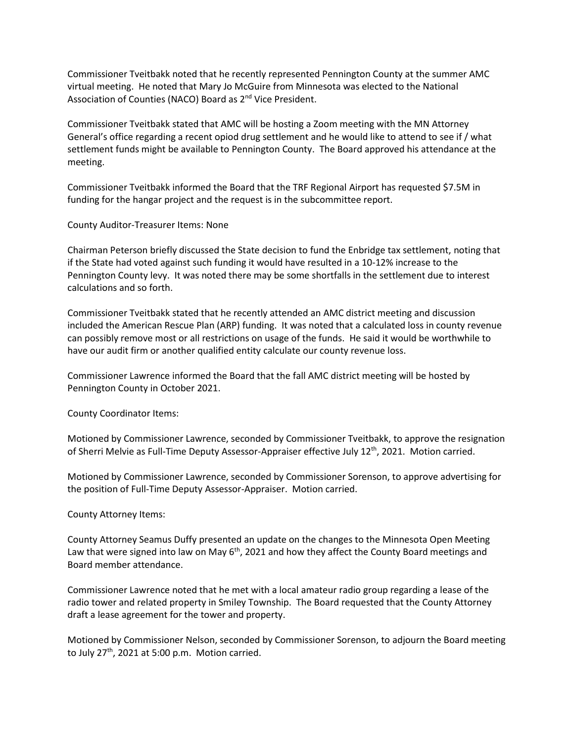Commissioner Tveitbakk noted that he recently represented Pennington County at the summer AMC virtual meeting. He noted that Mary Jo McGuire from Minnesota was elected to the National Association of Counties (NACO) Board as 2nd Vice President.

Commissioner Tveitbakk stated that AMC will be hosting a Zoom meeting with the MN Attorney General's office regarding a recent opiod drug settlement and he would like to attend to see if / what settlement funds might be available to Pennington County. The Board approved his attendance at the meeting.

Commissioner Tveitbakk informed the Board that the TRF Regional Airport has requested $7.5M in funding for the hangar project and the request is in the subcommittee report.

County Auditor-Treasurer Items: None

Chairman Peterson briefly discussed the State decision to fund the Enbridge tax settlement, noting that if the State had voted against such funding it would have resulted in a 10-12% increase to the Pennington County levy. It was noted there may be some shortfalls in the settlement due to interest calculations and so forth.

Commissioner Tveitbakk stated that he recently attended an AMC district meeting and discussion included the American Rescue Plan (ARP) funding. It was noted that a calculated loss in county revenue can possibly remove most or all restrictions on usage of the funds. He said it would be worthwhile to have our audit firm or another qualified entity calculate our county revenue loss.

Commissioner Lawrence informed the Board that the fall AMC district meeting will be hosted by Pennington County in October 2021.

County Coordinator Items:

Motioned by Commissioner Lawrence, seconded by Commissioner Tveitbakk, to approve the resignation of Sherri Melvie as Full-Time Deputy Assessor-Appraiser effective July 12th, 2021. Motion carried.

Motioned by Commissioner Lawrence, seconded by Commissioner Sorenson, to approve advertising for the position of Full-Time Deputy Assessor-Appraiser. Motion carried.

County Attorney Items:

County Attorney Seamus Duffy presented an update on the changes to the Minnesota Open Meeting Law that were signed into law on May 6th, 2021 and how they affect the County Board meetings and Board member attendance.

Commissioner Lawrence noted that he met with a local amateur radio group regarding a lease of the radio tower and related property in Smiley Township. The Board requested that the County Attorney draft a lease agreement for the tower and property.

Motioned by Commissioner Nelson, seconded by Commissioner Sorenson, to adjourn the Board meeting to July 27th, 2021 at 5:00 p.m. Motion carried.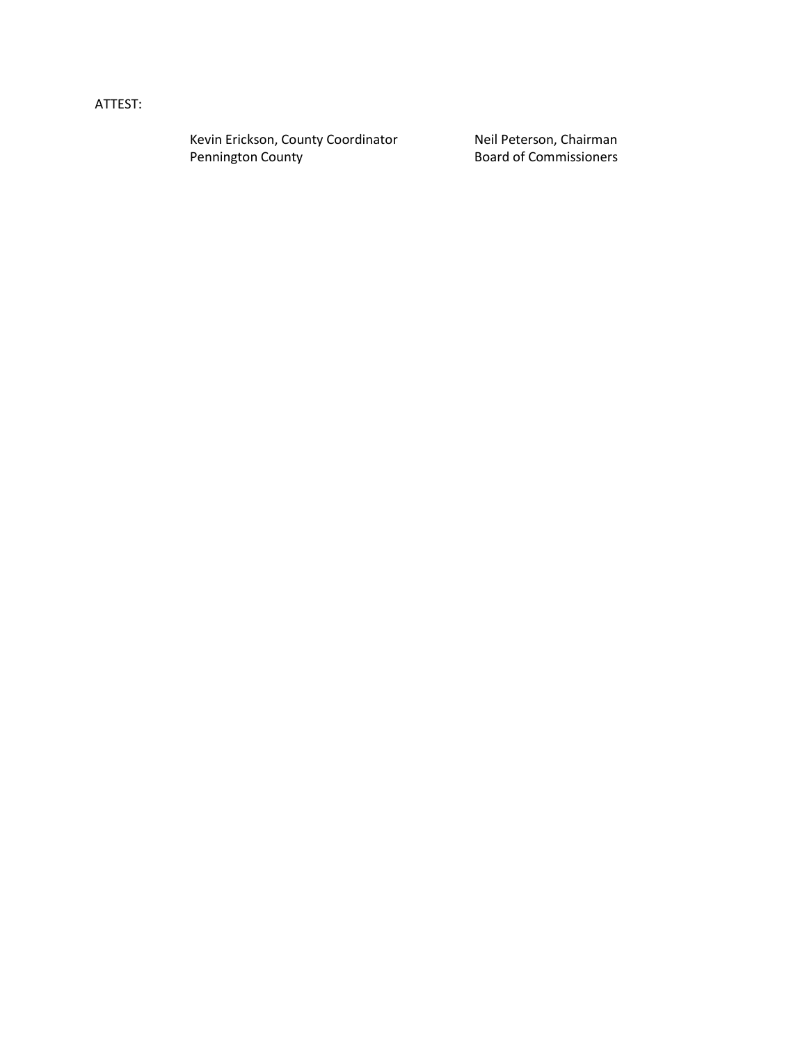ATTEST:

| | |
|---|---|
| Kevin Erickson, County Coordinator | Neil Peterson, Chairman |
| Pennington County | Board of Commissioners |